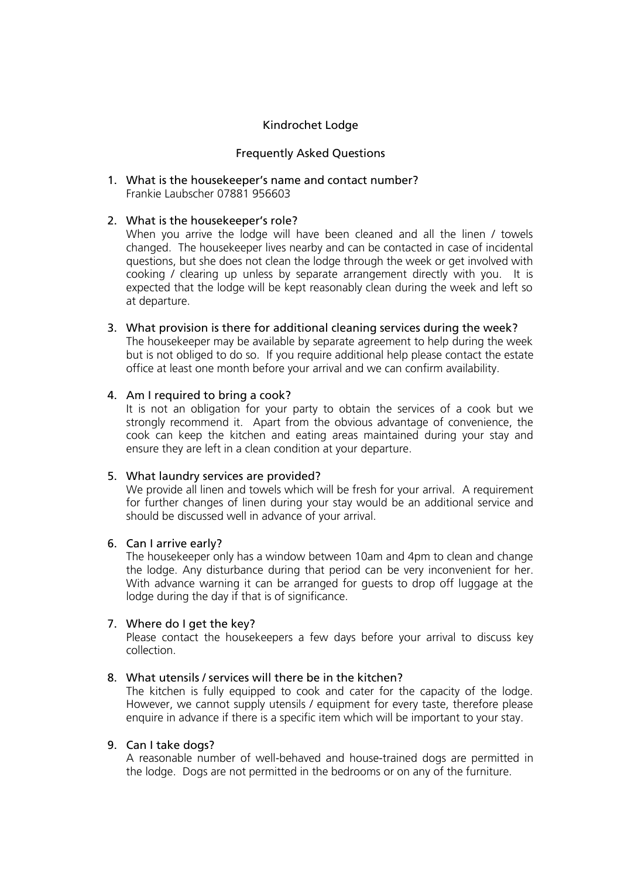# Kindrochet Lodge

## Frequently Asked Questions

1. What is the housekeeper's name and contact number?
   Frankie Laubscher 07881 956603

2. What is the housekeeper's role?
   When you arrive the lodge will have been cleaned and all the linen / towels changed. The housekeeper lives nearby and can be contacted in case of incidental questions, but she does not clean the lodge through the week or get involved with cooking / clearing up unless by separate arrangement directly with you. It is expected that the lodge will be kept reasonably clean during the week and left so at departure.

3. What provision is there for additional cleaning services during the week?
   The housekeeper may be available by separate agreement to help during the week but is not obliged to do so. If you require additional help please contact the estate office at least one month before your arrival and we can confirm availability.

4. Am I required to bring a cook?
   It is not an obligation for your party to obtain the services of a cook but we strongly recommend it. Apart from the obvious advantage of convenience, the cook can keep the kitchen and eating areas maintained during your stay and ensure they are left in a clean condition at your departure.

5. What laundry services are provided?
   We provide all linen and towels which will be fresh for your arrival. A requirement for further changes of linen during your stay would be an additional service and should be discussed well in advance of your arrival.

6. Can I arrive early?
   The housekeeper only has a window between 10am and 4pm to clean and change the lodge. Any disturbance during that period can be very inconvenient for her. With advance warning it can be arranged for guests to drop off luggage at the lodge during the day if that is of significance.

7. Where do I get the key?
   Please contact the housekeepers a few days before your arrival to discuss key collection.

8. What utensils / services will there be in the kitchen?
   The kitchen is fully equipped to cook and cater for the capacity of the lodge. However, we cannot supply utensils / equipment for every taste, therefore please enquire in advance if there is a specific item which will be important to your stay.

9. Can I take dogs?
   A reasonable number of well-behaved and house-trained dogs are permitted in the lodge. Dogs are not permitted in the bedrooms or on any of the furniture.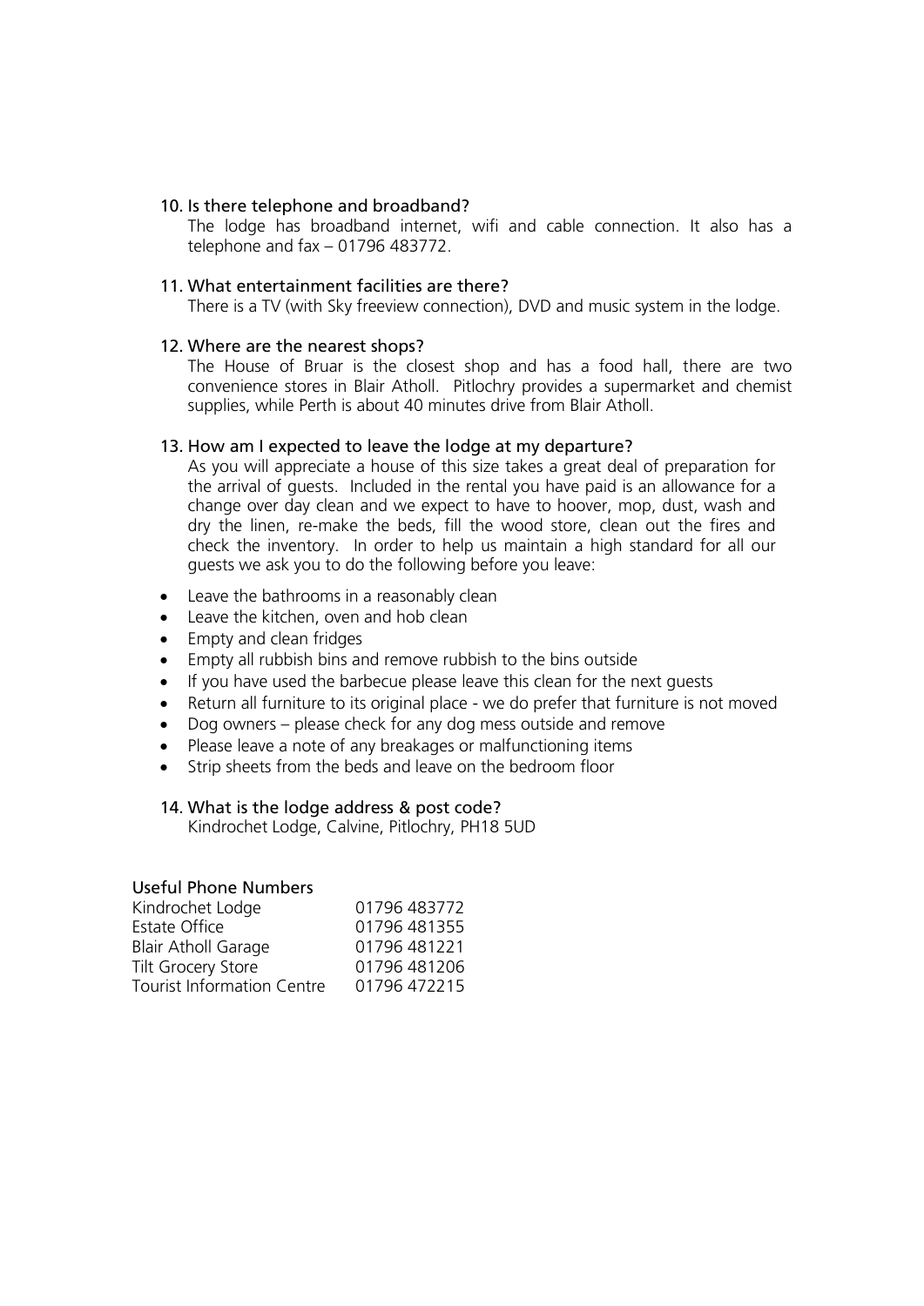10. Is there telephone and broadband?

The lodge has broadband internet, wifi and cable connection. It also has a telephone and fax – 01796 483772.

11. What entertainment facilities are there?

There is a TV (with Sky freeview connection), DVD and music system in the lodge.

12. Where are the nearest shops?

The House of Bruar is the closest shop and has a food hall, there are two convenience stores in Blair Atholl. Pitlochry provides a supermarket and chemist supplies, while Perth is about 40 minutes drive from Blair Atholl.

13. How am I expected to leave the lodge at my departure?

As you will appreciate a house of this size takes a great deal of preparation for the arrival of guests. Included in the rental you have paid is an allowance for a change over day clean and we expect to have to hoover, mop, dust, wash and dry the linen, re-make the beds, fill the wood store, clean out the fires and check the inventory. In order to help us maintain a high standard for all our guests we ask you to do the following before you leave:

- Leave the bathrooms in a reasonably clean
- Leave the kitchen, oven and hob clean
- Empty and clean fridges
- Empty all rubbish bins and remove rubbish to the bins outside
- If you have used the barbecue please leave this clean for the next guests
- Return all furniture to its original place - we do prefer that furniture is not moved
- Dog owners – please check for any dog mess outside and remove
- Please leave a note of any breakages or malfunctioning items
- Strip sheets from the beds and leave on the bedroom floor

14. What is the lodge address & post code?

Kindrochet Lodge, Calvine, Pitlochry, PH18 5UD

Useful Phone Numbers

| | |
|---|---|
| Kindrochet Lodge | 01796 483772 |
| Estate Office | 01796 481355 |
| Blair Atholl Garage | 01796 481221 |
| Tilt Grocery Store | 01796 481206 |
| Tourist Information Centre | 01796 472215 |